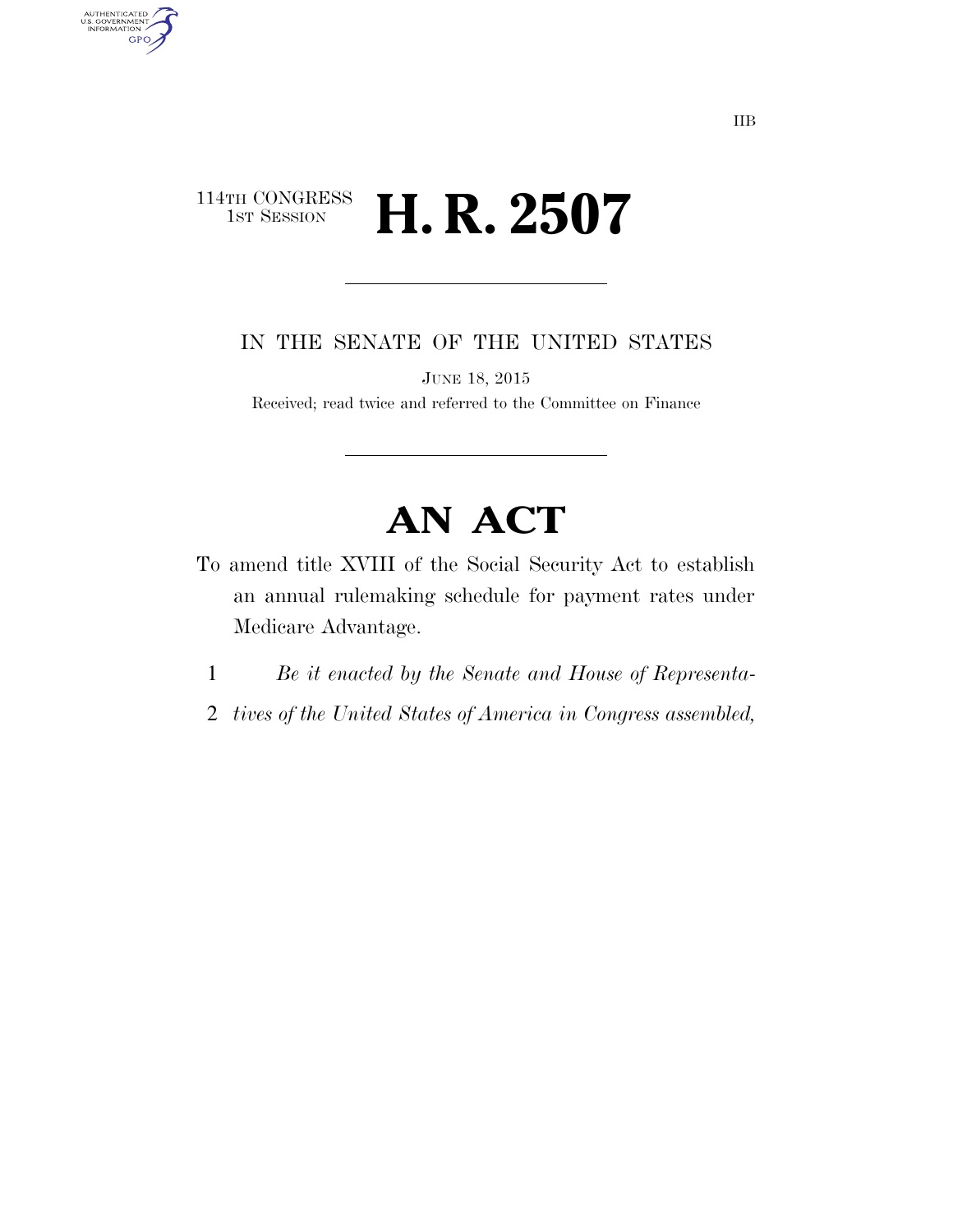IIB

114TH CONGRESS
1ST SESSION

# H. R. 2507

IN THE SENATE OF THE UNITED STATES

JUNE 18, 2015

Received; read twice and referred to the Committee on Finance

# AN ACT

To amend title XVIII of the Social Security Act to establish an annual rulemaking schedule for payment rates under Medicare Advantage.

1 *Be it enacted by the Senate and House of Representa-*
2 *tives of the United States of America in Congress assembled,*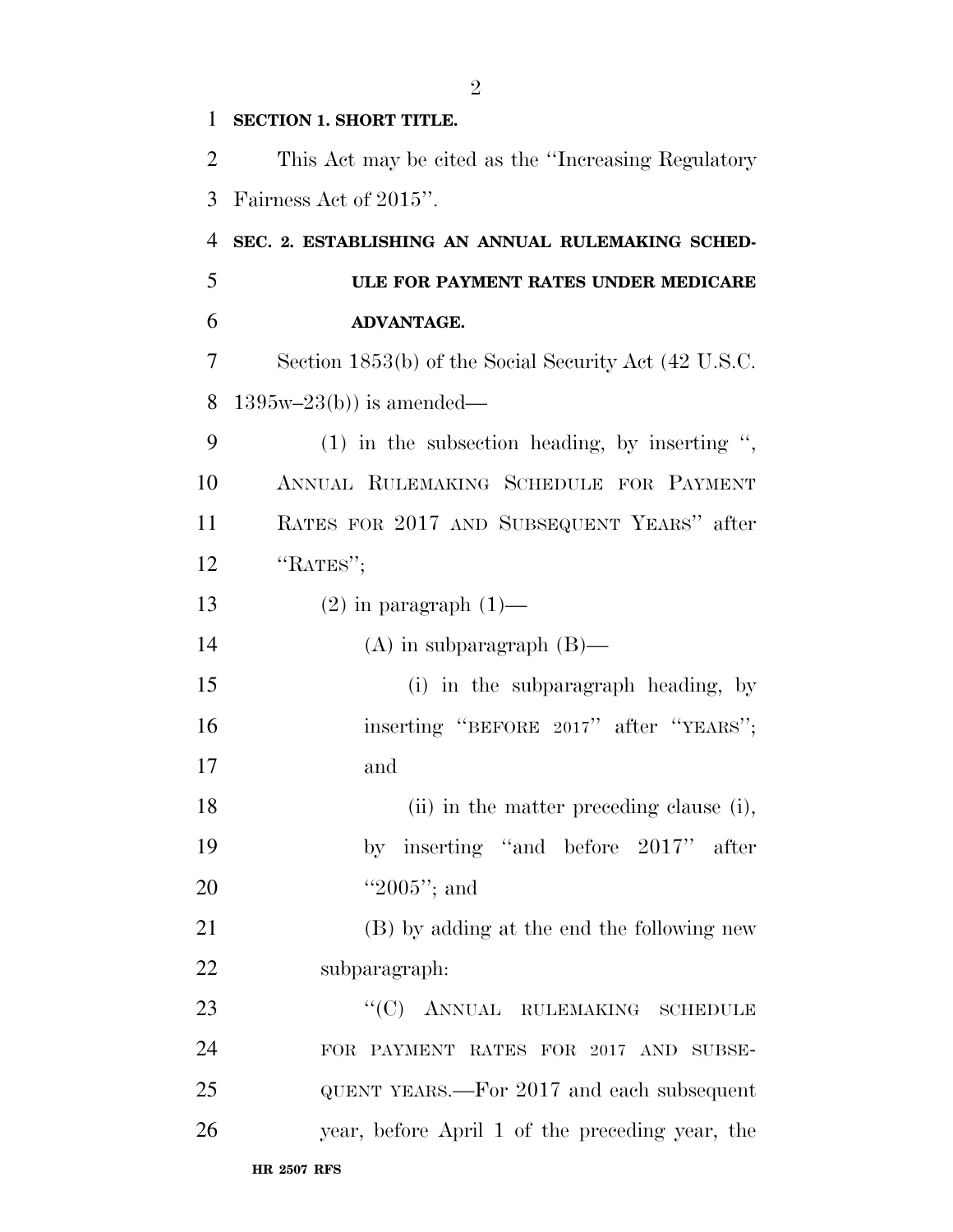**SECTION 1. SHORT TITLE.**

This Act may be cited as the ''Increasing Regulatory Fairness Act of 2015''.

**SEC. 2. ESTABLISHING AN ANNUAL RULEMAKING SCHEDULE FOR PAYMENT RATES UNDER MEDICARE ADVANTAGE.**

Section 1853(b) of the Social Security Act (42 U.S.C. 1395w–23(b)) is amended—

(1) in the subsection heading, by inserting '', ANNUAL RULEMAKING SCHEDULE FOR PAYMENT RATES FOR 2017 AND SUBSEQUENT YEARS'' after ''RATES'';

(2) in paragraph (1)—

(A) in subparagraph (B)—

(i) in the subparagraph heading, by inserting ''BEFORE 2017'' after ''YEARS''; and

(ii) in the matter preceding clause (i), by inserting ''and before 2017'' after ''2005''; and

(B) by adding at the end the following new subparagraph:

''(C) ANNUAL RULEMAKING SCHEDULE FOR PAYMENT RATES FOR 2017 AND SUBSEQUENT YEARS.—For 2017 and each subsequent year, before April 1 of the preceding year, the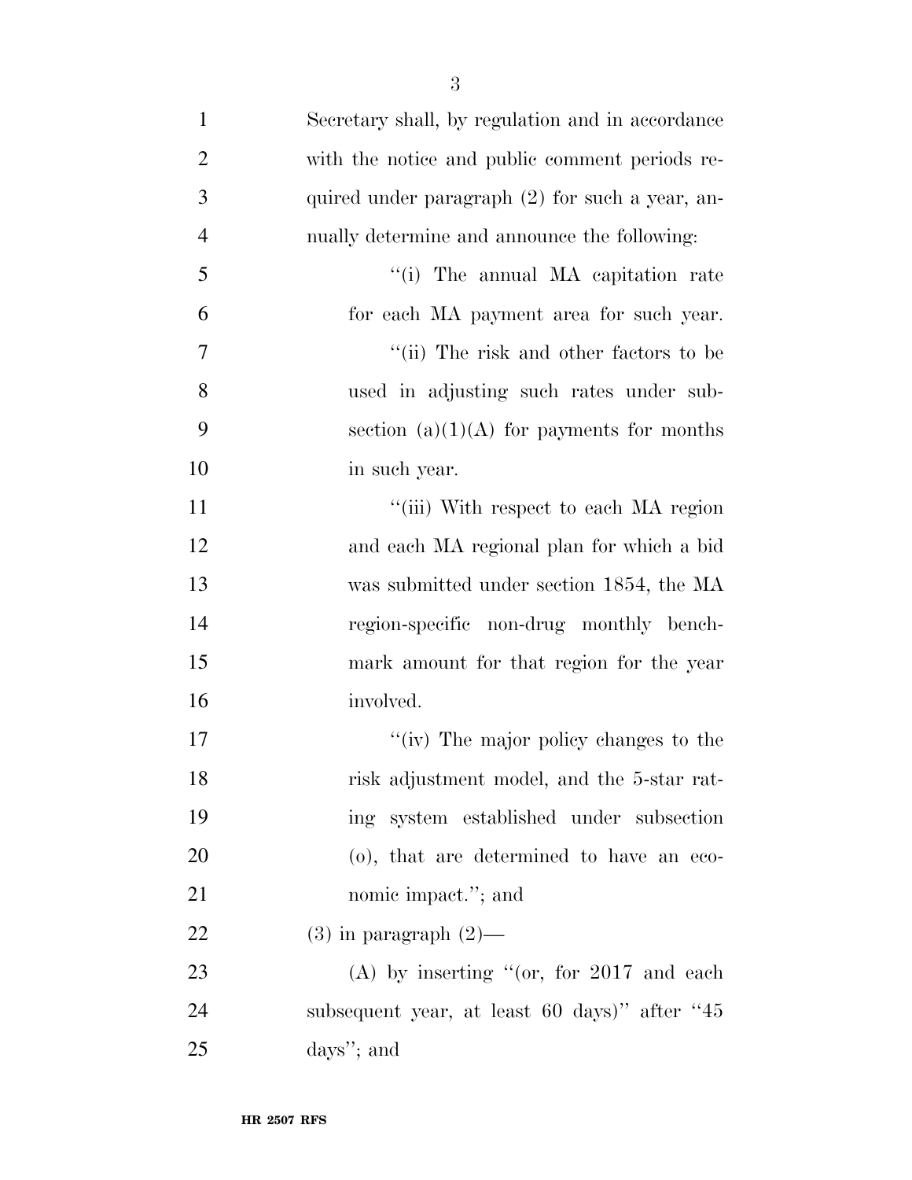Secretary shall, by regulation and in accordance with the notice and public comment periods required under paragraph (2) for such a year, annually determine and announce the following:

''(i) The annual MA capitation rate for each MA payment area for such year.

''(ii) The risk and other factors to be used in adjusting such rates under subsection (a)(1)(A) for payments for months in such year.

''(iii) With respect to each MA region and each MA regional plan for which a bid was submitted under section 1854, the MA region-specific non-drug monthly benchmark amount for that region for the year involved.

''(iv) The major policy changes to the risk adjustment model, and the 5-star rating system established under subsection (o), that are determined to have an economic impact.''; and

(3) in paragraph (2)—

(A) by inserting ''(or, for 2017 and each subsequent year, at least 60 days)'' after ''45 days''; and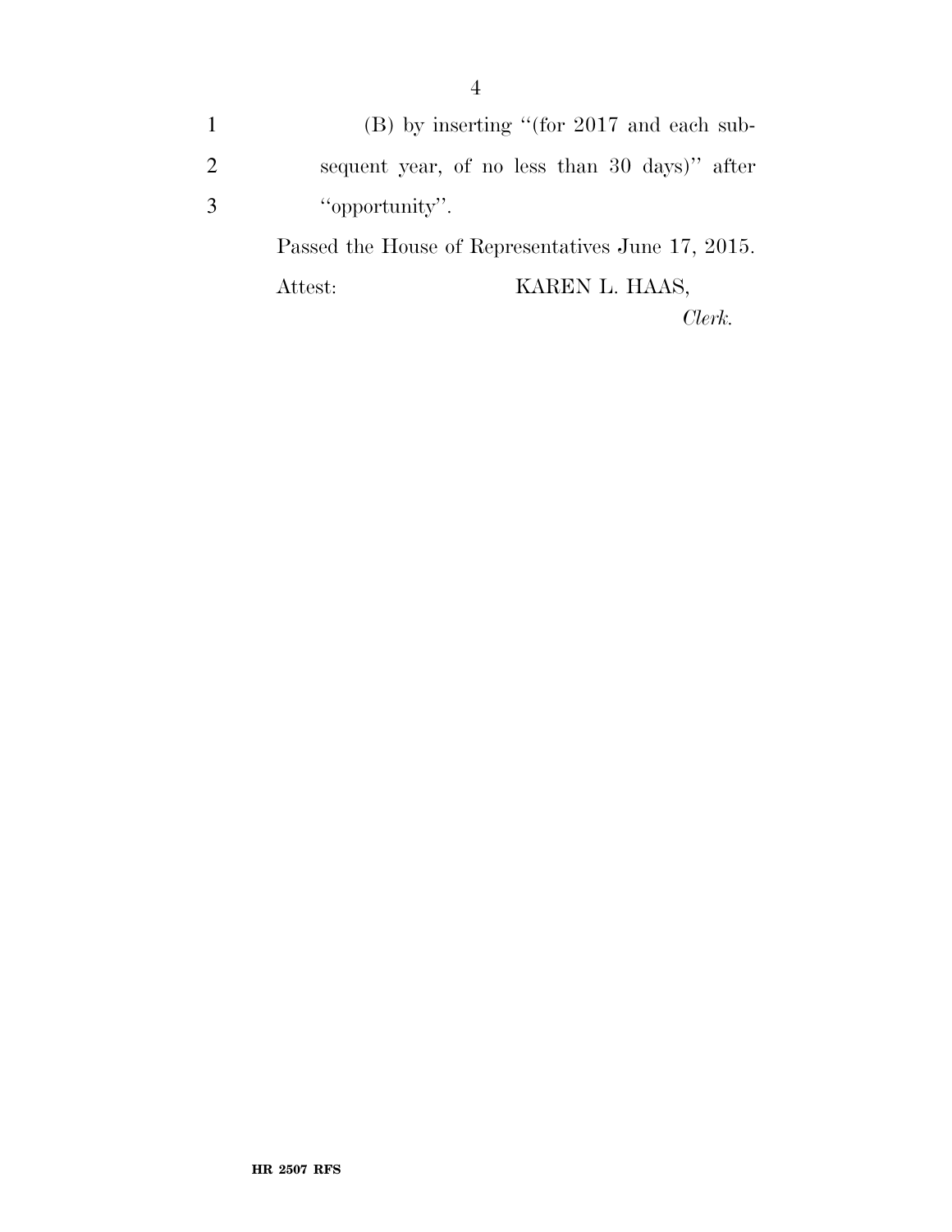(B) by inserting "(for 2017 and each subsequent year, of no less than 30 days)" after "opportunity".

Passed the House of Representatives June 17, 2015.

Attest: KAREN L. HAAS,

*Clerk.*